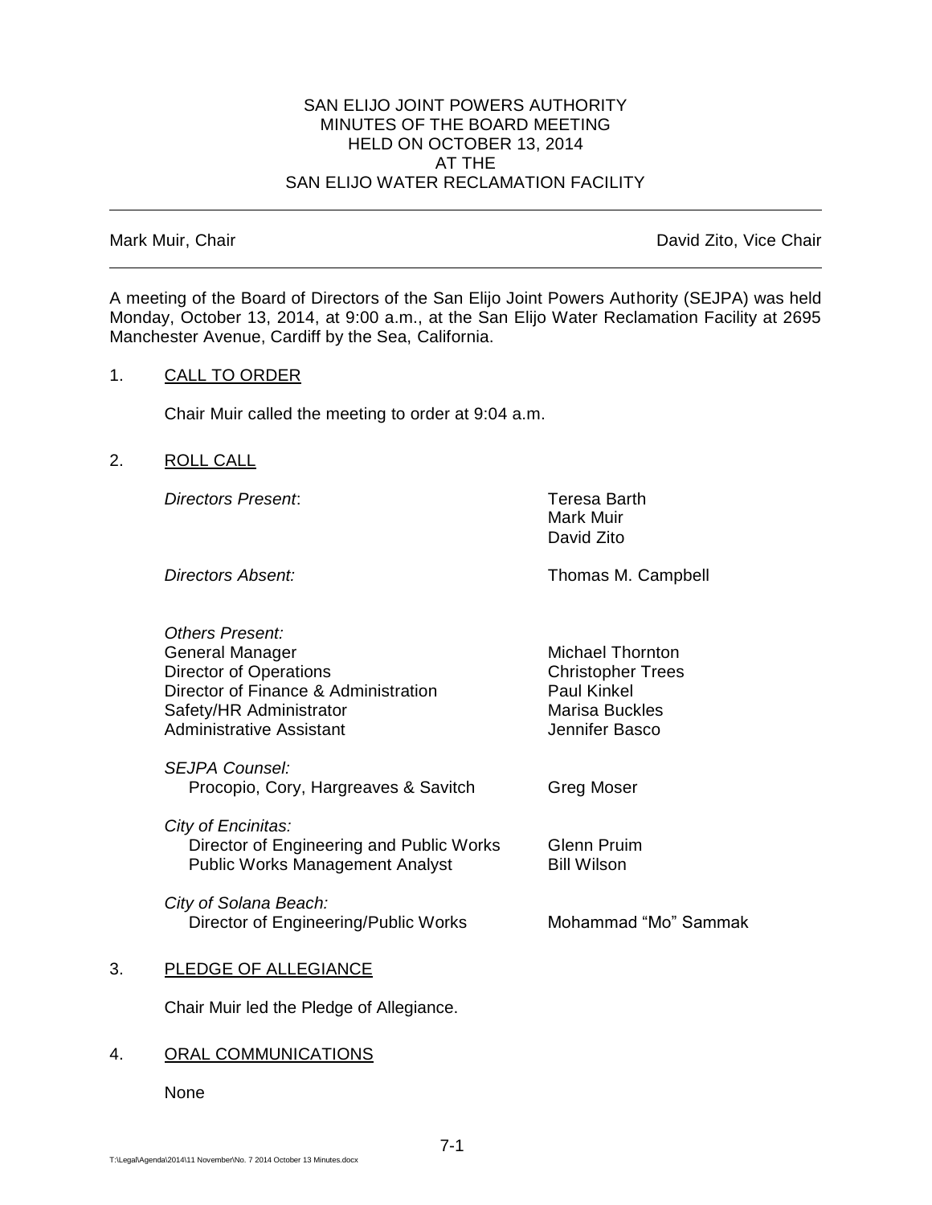# SAN ELIJO JOINT POWERS AUTHORITY
## MINUTES OF THE BOARD MEETING
## HELD ON OCTOBER 13, 2014
## AT THE
## SAN ELIJO WATER RECLAMATION FACILITY

---

Mark Muir, Chair David Zito, Vice Chair

---

A meeting of the Board of Directors of the San Elijo Joint Powers Authority (SEJPA) was held Monday, October 13, 2014, at 9:00 a.m., at the San Elijo Water Reclamation Facility at 2695 Manchester Avenue, Cardiff by the Sea, California.

1. CALL TO ORDER

   Chair Muir called the meeting to order at 9:04 a.m.

2. ROLL CALL

   *Directors Present*: Teresa Barth, Mark Muir, David Zito

   *Directors Absent:* Thomas M. Campbell

   *Others Present:*

   | | |
   |---|---|
   | General Manager | Michael Thornton |
   | Director of Operations | Christopher Trees |
   | Director of Finance & Administration | Paul Kinkel |
   | Safety/HR Administrator | Marisa Buckles |
   | Administrative Assistant | Jennifer Basco |

   *SEJPA Counsel:*
   Procopio, Cory, Hargreaves & Savitch — Greg Moser

   *City of Encinitas:*
   Director of Engineering and Public Works — Glenn Pruim
   Public Works Management Analyst — Bill Wilson

   *City of Solana Beach:*
   Director of Engineering/Public Works — Mohammad "Mo" Sammak

3. PLEDGE OF ALLEGIANCE

   Chair Muir led the Pledge of Allegiance.

4. ORAL COMMUNICATIONS

   None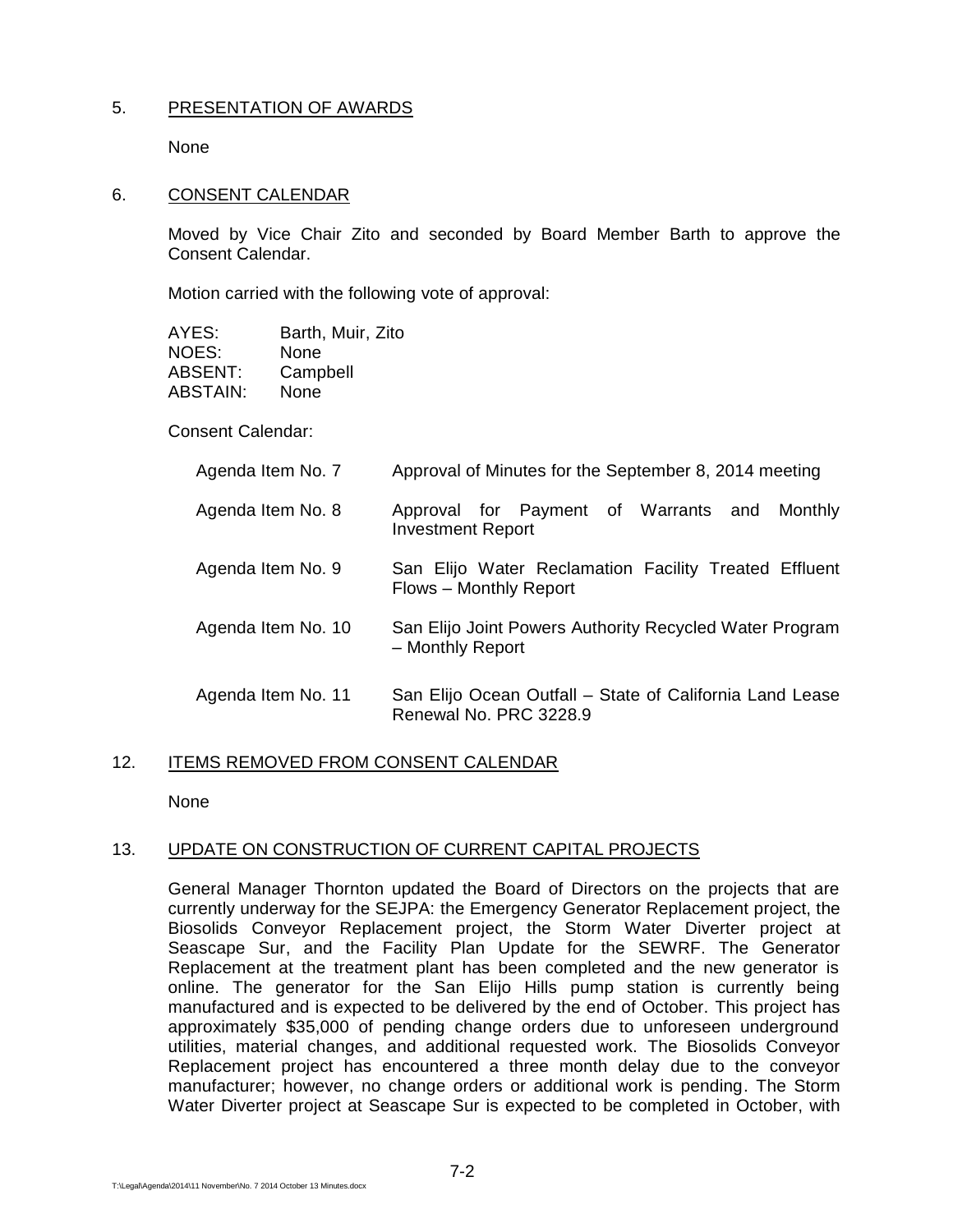5. PRESENTATION OF AWARDS

None

6. CONSENT CALENDAR

Moved by Vice Chair Zito and seconded by Board Member Barth to approve the Consent Calendar.

Motion carried with the following vote of approval:

| | |
|---|---|
| AYES: | Barth, Muir, Zito |
| NOES: | None |
| ABSENT: | Campbell |
| ABSTAIN: | None |

Consent Calendar:

| | |
|---|---|
| Agenda Item No. 7 | Approval of Minutes for the September 8, 2014 meeting |
| Agenda Item No. 8 | Approval for Payment of Warrants and Monthly Investment Report |
| Agenda Item No. 9 | San Elijo Water Reclamation Facility Treated Effluent Flows – Monthly Report |
| Agenda Item No. 10 | San Elijo Joint Powers Authority Recycled Water Program – Monthly Report |
| Agenda Item No. 11 | San Elijo Ocean Outfall – State of California Land Lease Renewal No. PRC 3228.9 |

12. ITEMS REMOVED FROM CONSENT CALENDAR

None

13. UPDATE ON CONSTRUCTION OF CURRENT CAPITAL PROJECTS

General Manager Thornton updated the Board of Directors on the projects that are currently underway for the SEJPA: the Emergency Generator Replacement project, the Biosolids Conveyor Replacement project, the Storm Water Diverter project at Seascape Sur, and the Facility Plan Update for the SEWRF. The Generator Replacement at the treatment plant has been completed and the new generator is online. The generator for the San Elijo Hills pump station is currently being manufactured and is expected to be delivered by the end of October. This project has approximately $35,000 of pending change orders due to unforeseen underground utilities, material changes, and additional requested work. The Biosolids Conveyor Replacement project has encountered a three month delay due to the conveyor manufacturer; however, no change orders or additional work is pending. The Storm Water Diverter project at Seascape Sur is expected to be completed in October, with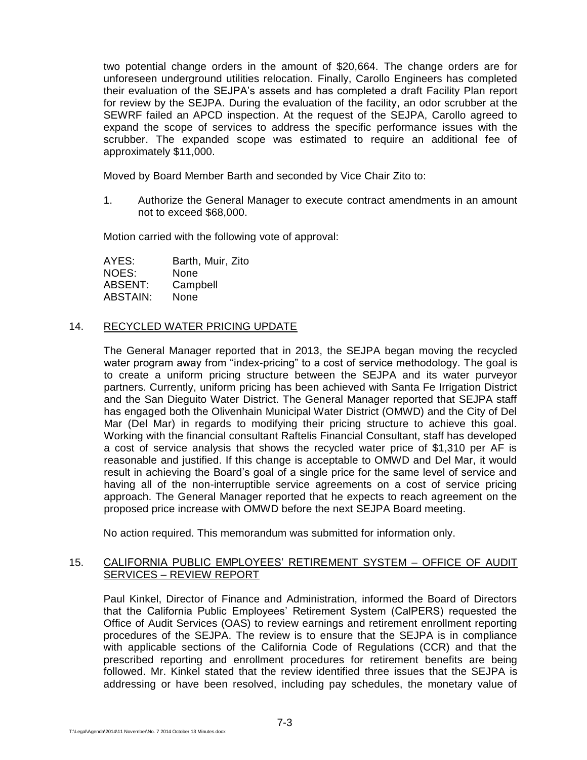two potential change orders in the amount of $20,664. The change orders are for unforeseen underground utilities relocation. Finally, Carollo Engineers has completed their evaluation of the SEJPA's assets and has completed a draft Facility Plan report for review by the SEJPA. During the evaluation of the facility, an odor scrubber at the SEWRF failed an APCD inspection. At the request of the SEJPA, Carollo agreed to expand the scope of services to address the specific performance issues with the scrubber. The expanded scope was estimated to require an additional fee of approximately $11,000.

Moved by Board Member Barth and seconded by Vice Chair Zito to:

1. Authorize the General Manager to execute contract amendments in an amount not to exceed $68,000.

Motion carried with the following vote of approval:

| | |
|---|---|
| AYES: | Barth, Muir, Zito |
| NOES: | None |
| ABSENT: | Campbell |
| ABSTAIN: | None |

## 14. RECYCLED WATER PRICING UPDATE

The General Manager reported that in 2013, the SEJPA began moving the recycled water program away from "index-pricing" to a cost of service methodology. The goal is to create a uniform pricing structure between the SEJPA and its water purveyor partners. Currently, uniform pricing has been achieved with Santa Fe Irrigation District and the San Dieguito Water District. The General Manager reported that SEJPA staff has engaged both the Olivenhain Municipal Water District (OMWD) and the City of Del Mar (Del Mar) in regards to modifying their pricing structure to achieve this goal. Working with the financial consultant Raftelis Financial Consultant, staff has developed a cost of service analysis that shows the recycled water price of $1,310 per AF is reasonable and justified. If this change is acceptable to OMWD and Del Mar, it would result in achieving the Board's goal of a single price for the same level of service and having all of the non-interruptible service agreements on a cost of service pricing approach. The General Manager reported that he expects to reach agreement on the proposed price increase with OMWD before the next SEJPA Board meeting.

No action required. This memorandum was submitted for information only.

## 15. CALIFORNIA PUBLIC EMPLOYEES' RETIREMENT SYSTEM – OFFICE OF AUDIT SERVICES – REVIEW REPORT

Paul Kinkel, Director of Finance and Administration, informed the Board of Directors that the California Public Employees' Retirement System (CalPERS) requested the Office of Audit Services (OAS) to review earnings and retirement enrollment reporting procedures of the SEJPA. The review is to ensure that the SEJPA is in compliance with applicable sections of the California Code of Regulations (CCR) and that the prescribed reporting and enrollment procedures for retirement benefits are being followed. Mr. Kinkel stated that the review identified three issues that the SEJPA is addressing or have been resolved, including pay schedules, the monetary value of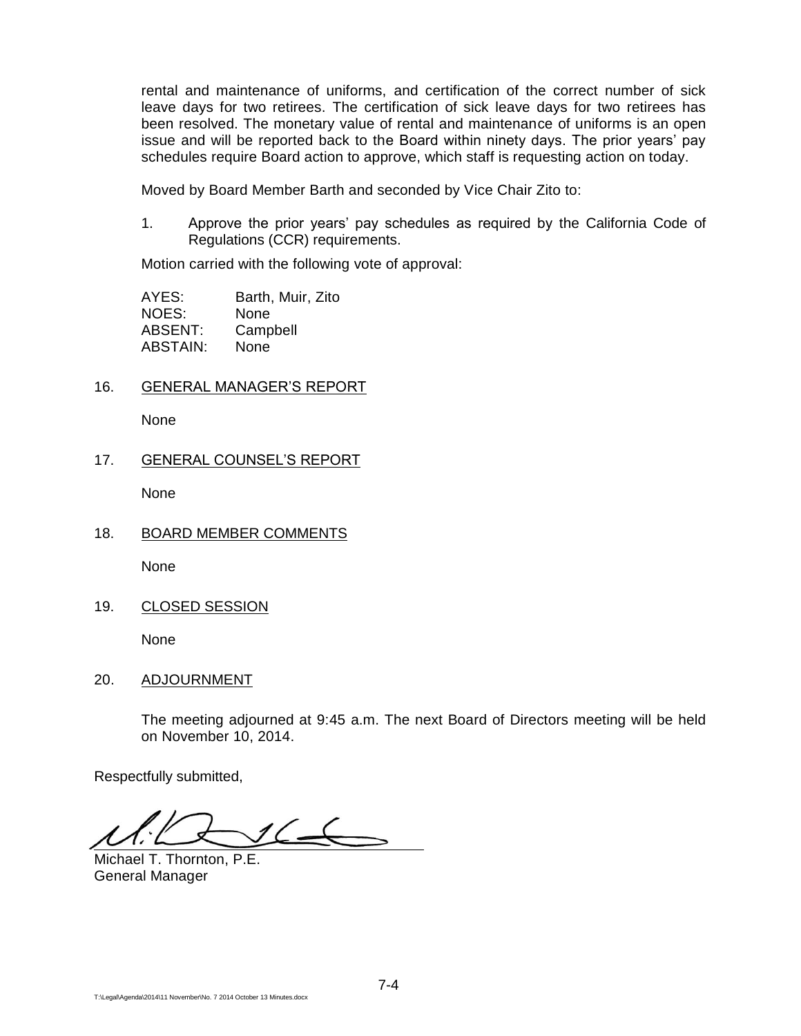rental and maintenance of uniforms, and certification of the correct number of sick leave days for two retirees. The certification of sick leave days for two retirees has been resolved. The monetary value of rental and maintenance of uniforms is an open issue and will be reported back to the Board within ninety days. The prior years' pay schedules require Board action to approve, which staff is requesting action on today.

Moved by Board Member Barth and seconded by Vice Chair Zito to:

1. Approve the prior years' pay schedules as required by the California Code of Regulations (CCR) requirements.

Motion carried with the following vote of approval:

AYES: Barth, Muir, Zito
NOES: None
ABSENT: Campbell
ABSTAIN: None

## 16. GENERAL MANAGER'S REPORT

None

## 17. GENERAL COUNSEL'S REPORT

None

## 18. BOARD MEMBER COMMENTS

None

## 19. CLOSED SESSION

None

## 20. ADJOURNMENT

The meeting adjourned at 9:45 a.m. The next Board of Directors meeting will be held on November 10, 2014.

Respectfully submitted,

Michael T. Thornton, P.E.
General Manager

T:\Legal\Agenda\2014\11 November\No. 7 2014 October 13 Minutes.docx